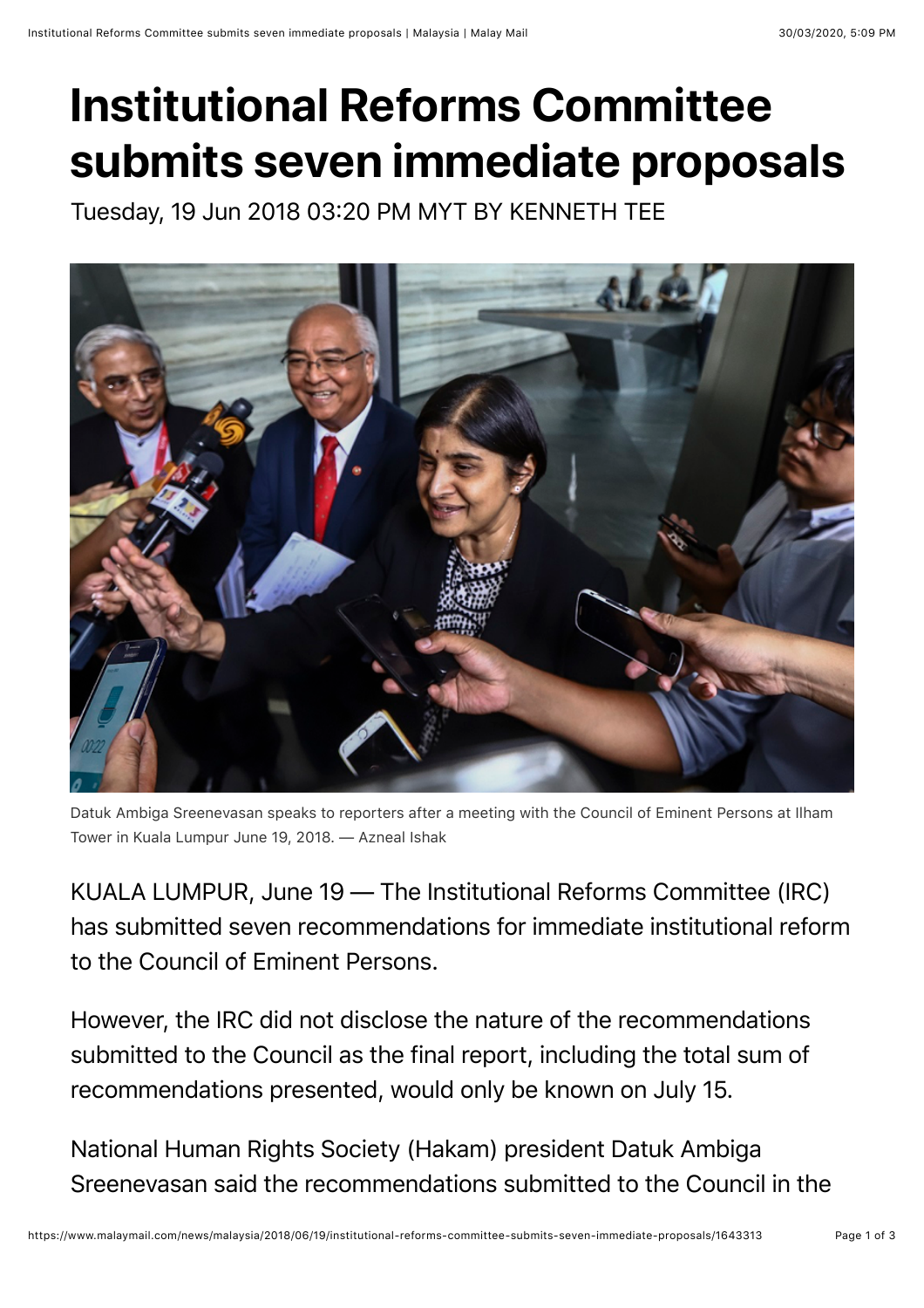# Institutional Reforms Committee submits seven immediate proposals

Tuesday, 19 Jun 2018 03:20 PM MYT BY KENNETH TEE

Datuk Ambiga Sreenevasan speaks to reporters after a meeting with the Council of Eminent Persons at Ilham Tower in Kuala Lumpur June 19, 2018. — Azneal Ishak

KUALA LUMPUR, June 19 — The Institutional Reforms Committee (IRC) has submitted seven recommendations for immediate institutional reform to the Council of Eminent Persons.

However, the IRC did not disclose the nature of the recommendations submitted to the Council as the final report, including the total sum of recommendations presented, would only be known on July 15.

National Human Rights Society (Hakam) president Datuk Ambiga Sreenevasan said the recommendations submitted to the Council in the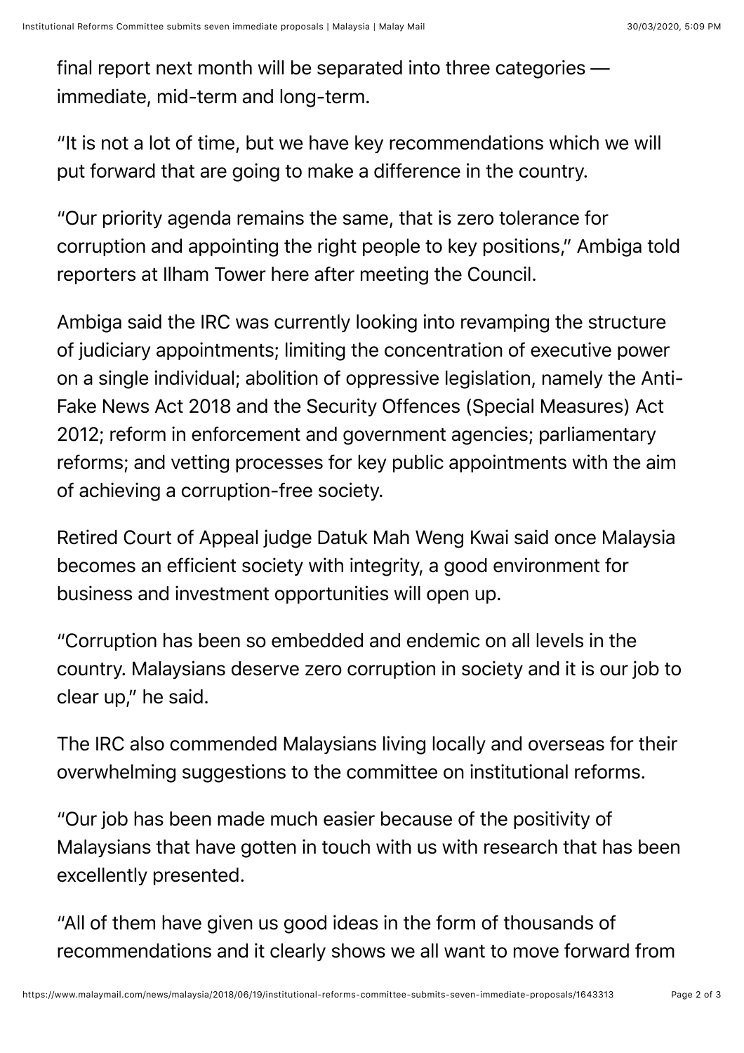final report next month will be separated into three categories — immediate, mid-term and long-term.

"It is not a lot of time, but we have key recommendations which we will put forward that are going to make a difference in the country.

"Our priority agenda remains the same, that is zero tolerance for corruption and appointing the right people to key positions," Ambiga told reporters at Ilham Tower here after meeting the Council.

Ambiga said the IRC was currently looking into revamping the structure of judiciary appointments; limiting the concentration of executive power on a single individual; abolition of oppressive legislation, namely the Anti-Fake News Act 2018 and the Security Offences (Special Measures) Act 2012; reform in enforcement and government agencies; parliamentary reforms; and vetting processes for key public appointments with the aim of achieving a corruption-free society.

Retired Court of Appeal judge Datuk Mah Weng Kwai said once Malaysia becomes an efficient society with integrity, a good environment for business and investment opportunities will open up.

"Corruption has been so embedded and endemic on all levels in the country. Malaysians deserve zero corruption in society and it is our job to clear up," he said.

The IRC also commended Malaysians living locally and overseas for their overwhelming suggestions to the committee on institutional reforms.

"Our job has been made much easier because of the positivity of Malaysians that have gotten in touch with us with research that has been excellently presented.

"All of them have given us good ideas in the form of thousands of recommendations and it clearly shows we all want to move forward from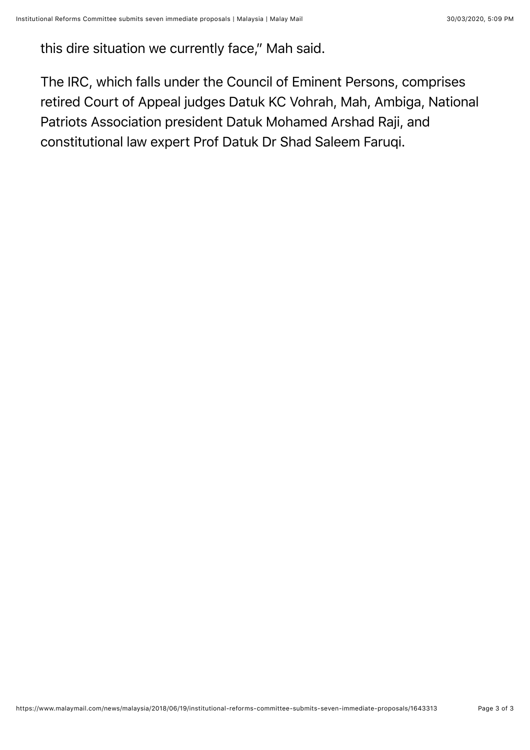this dire situation we currently face," Mah said.

The IRC, which falls under the Council of Eminent Persons, comprises retired Court of Appeal judges Datuk KC Vohrah, Mah, Ambiga, National Patriots Association president Datuk Mohamed Arshad Raji, and constitutional law expert Prof Datuk Dr Shad Saleem Faruqi.